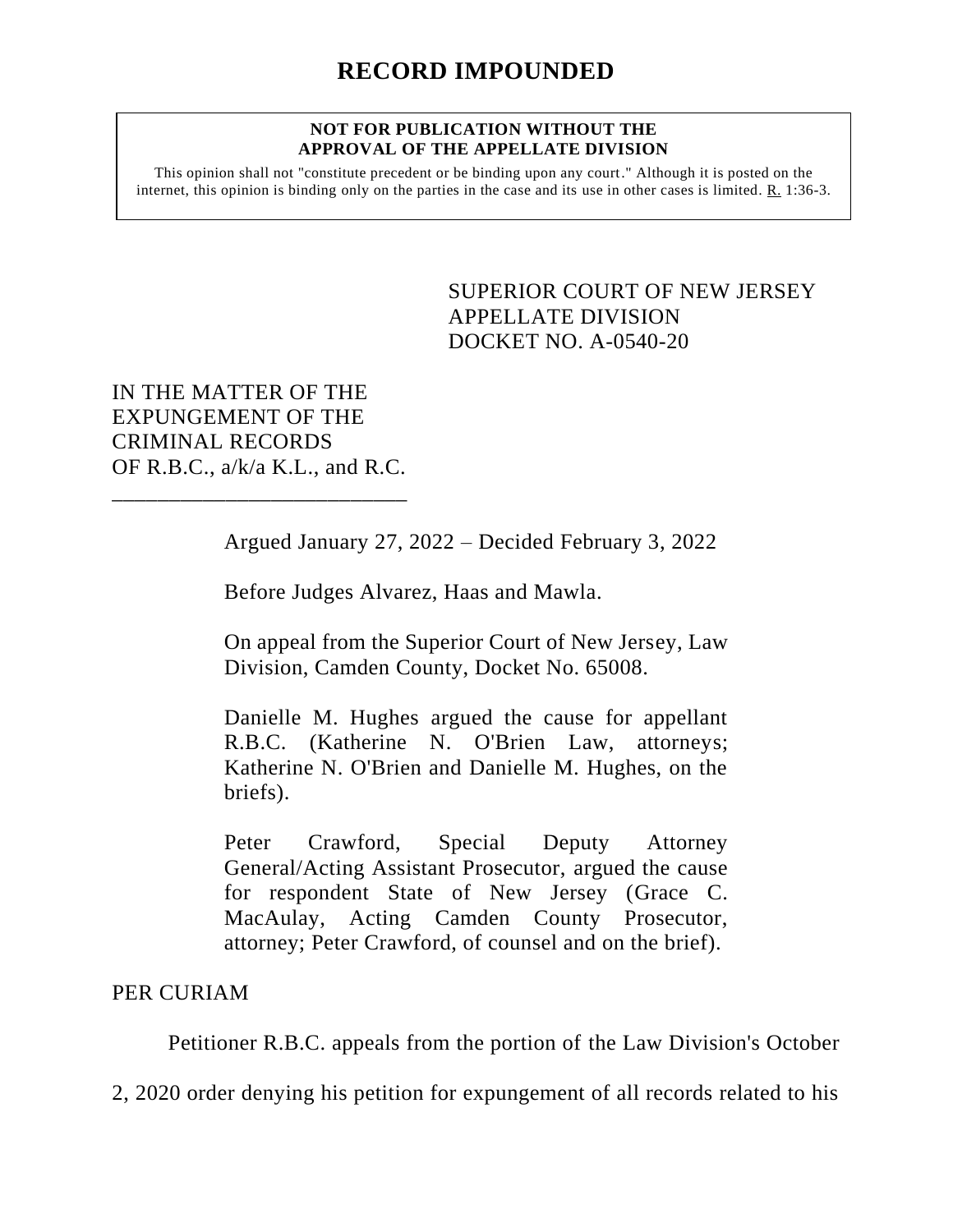# RECORD IMPOUNDED

**NOT FOR PUBLICATION WITHOUT THE APPROVAL OF THE APPELLATE DIVISION**

This opinion shall not "constitute precedent or be binding upon any court." Although it is posted on the internet, this opinion is binding only on the parties in the case and its use in other cases is limited. R. 1:36-3.

SUPERIOR COURT OF NEW JERSEY
APPELLATE DIVISION
DOCKET NO. A-0540-20

IN THE MATTER OF THE EXPUNGEMENT OF THE CRIMINAL RECORDS OF R.B.C., a/k/a K.L., and R.C.

---

Argued January 27, 2022 – Decided February 3, 2022

Before Judges Alvarez, Haas and Mawla.

On appeal from the Superior Court of New Jersey, Law Division, Camden County, Docket No. 65008.

Danielle M. Hughes argued the cause for appellant R.B.C. (Katherine N. O'Brien Law, attorneys; Katherine N. O'Brien and Danielle M. Hughes, on the briefs).

Peter Crawford, Special Deputy Attorney General/Acting Assistant Prosecutor, argued the cause for respondent State of New Jersey (Grace C. MacAulay, Acting Camden County Prosecutor, attorney; Peter Crawford, of counsel and on the brief).

PER CURIAM

Petitioner R.B.C. appeals from the portion of the Law Division's October 2, 2020 order denying his petition for expungement of all records related to his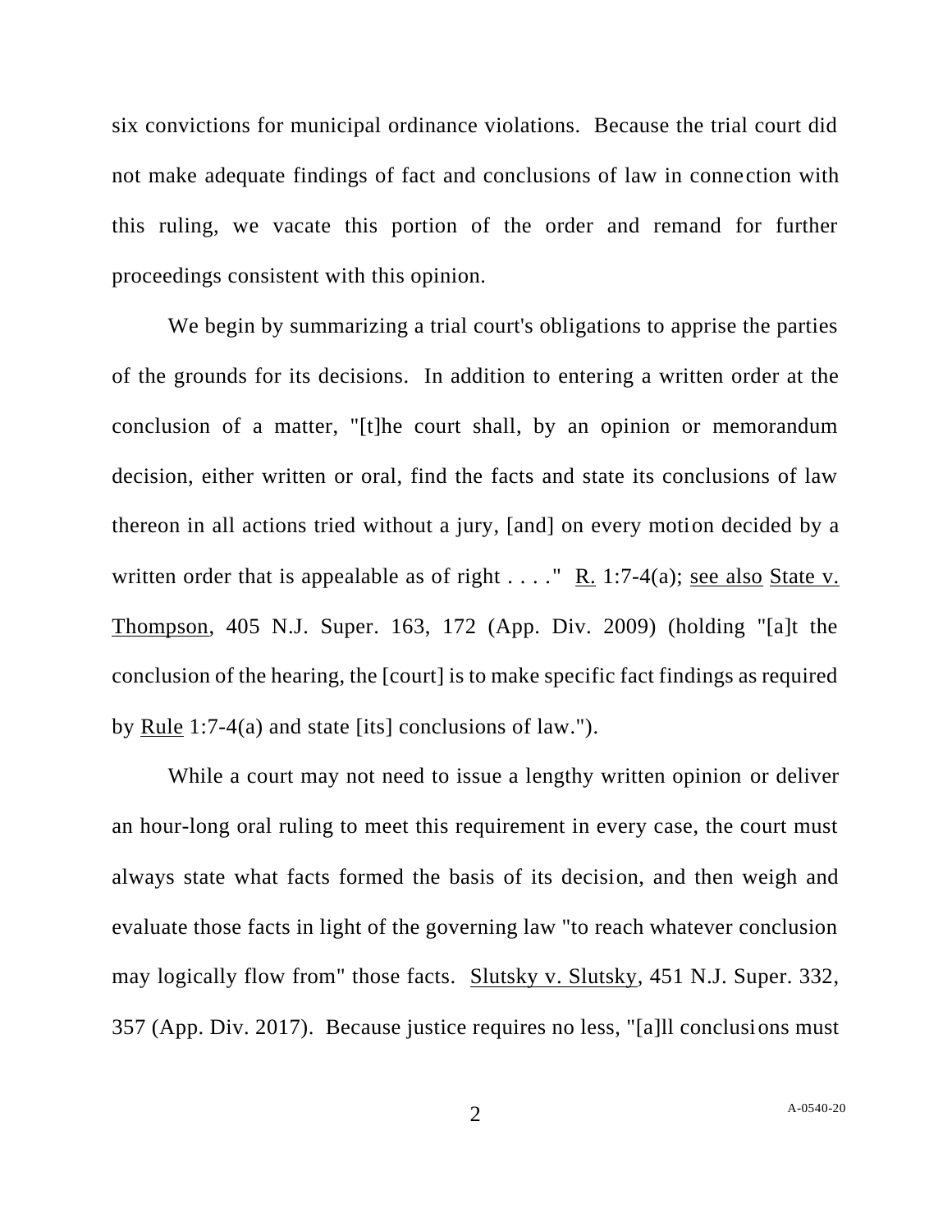six convictions for municipal ordinance violations. Because the trial court did not make adequate findings of fact and conclusions of law in connection with this ruling, we vacate this portion of the order and remand for further proceedings consistent with this opinion.

We begin by summarizing a trial court's obligations to apprise the parties of the grounds for its decisions. In addition to entering a written order at the conclusion of a matter, "[t]he court shall, by an opinion or memorandum decision, either written or oral, find the facts and state its conclusions of law thereon in all actions tried without a jury, [and] on every motion decided by a written order that is appealable as of right . . . ." R. 1:7-4(a); see also State v. Thompson, 405 N.J. Super. 163, 172 (App. Div. 2009) (holding "[a]t the conclusion of the hearing, the [court] is to make specific fact findings as required by Rule 1:7-4(a) and state [its] conclusions of law.").

While a court may not need to issue a lengthy written opinion or deliver an hour-long oral ruling to meet this requirement in every case, the court must always state what facts formed the basis of its decision, and then weigh and evaluate those facts in light of the governing law "to reach whatever conclusion may logically flow from" those facts. Slutsky v. Slutsky, 451 N.J. Super. 332, 357 (App. Div. 2017). Because justice requires no less, "[a]ll conclusions must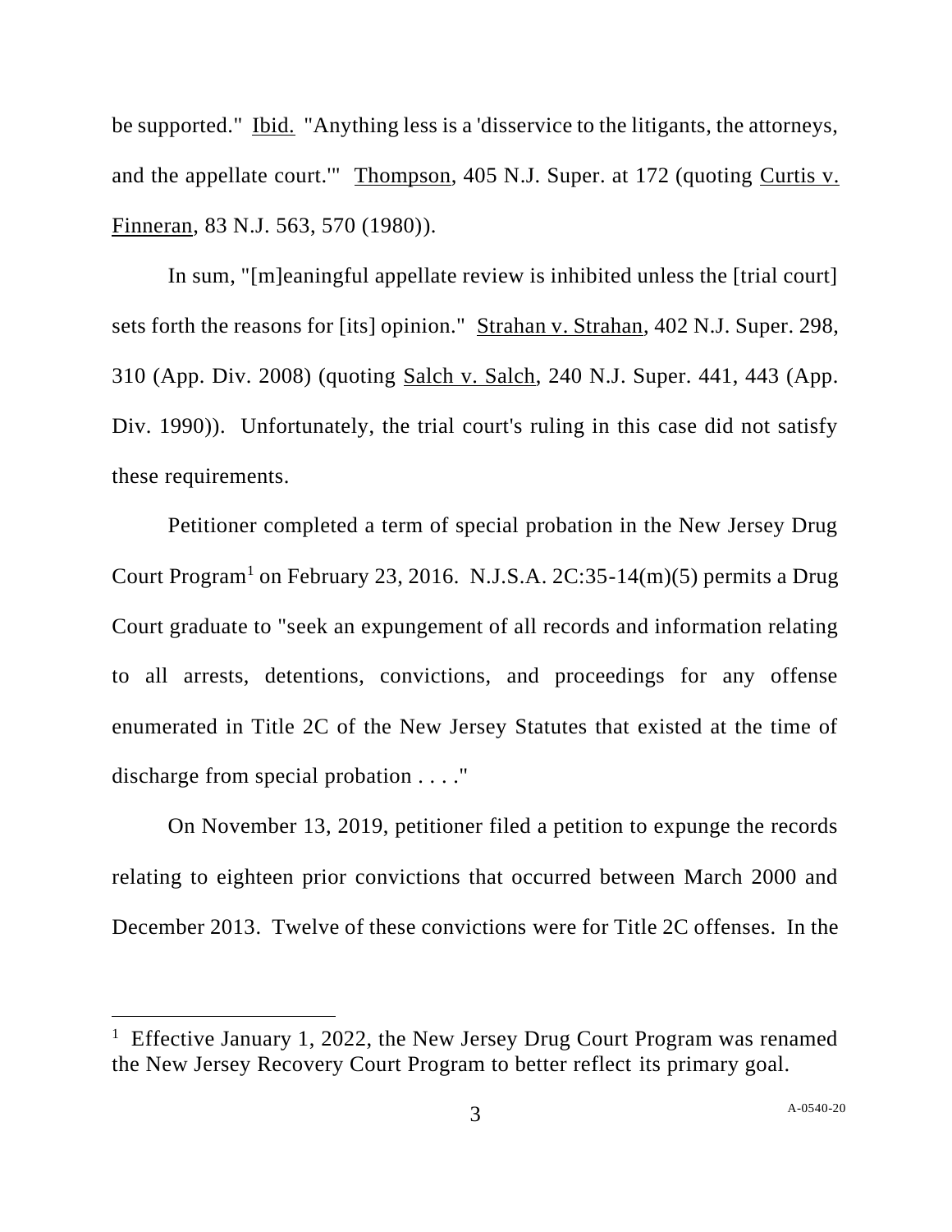be supported." Ibid. "Anything less is a 'disservice to the litigants, the attorneys, and the appellate court.'" Thompson, 405 N.J. Super. at 172 (quoting Curtis v. Finneran, 83 N.J. 563, 570 (1980)).

In sum, "[m]eaningful appellate review is inhibited unless the [trial court] sets forth the reasons for [its] opinion." Strahan v. Strahan, 402 N.J. Super. 298, 310 (App. Div. 2008) (quoting Salch v. Salch, 240 N.J. Super. 441, 443 (App. Div. 1990)). Unfortunately, the trial court's ruling in this case did not satisfy these requirements.

Petitioner completed a term of special probation in the New Jersey Drug Court Program[1] on February 23, 2016. N.J.S.A. 2C:35-14(m)(5) permits a Drug Court graduate to "seek an expungement of all records and information relating to all arrests, detentions, convictions, and proceedings for any offense enumerated in Title 2C of the New Jersey Statutes that existed at the time of discharge from special probation . . . ."

On November 13, 2019, petitioner filed a petition to expunge the records relating to eighteen prior convictions that occurred between March 2000 and December 2013. Twelve of these convictions were for Title 2C offenses. In the

[1] Effective January 1, 2022, the New Jersey Drug Court Program was renamed the New Jersey Recovery Court Program to better reflect its primary goal.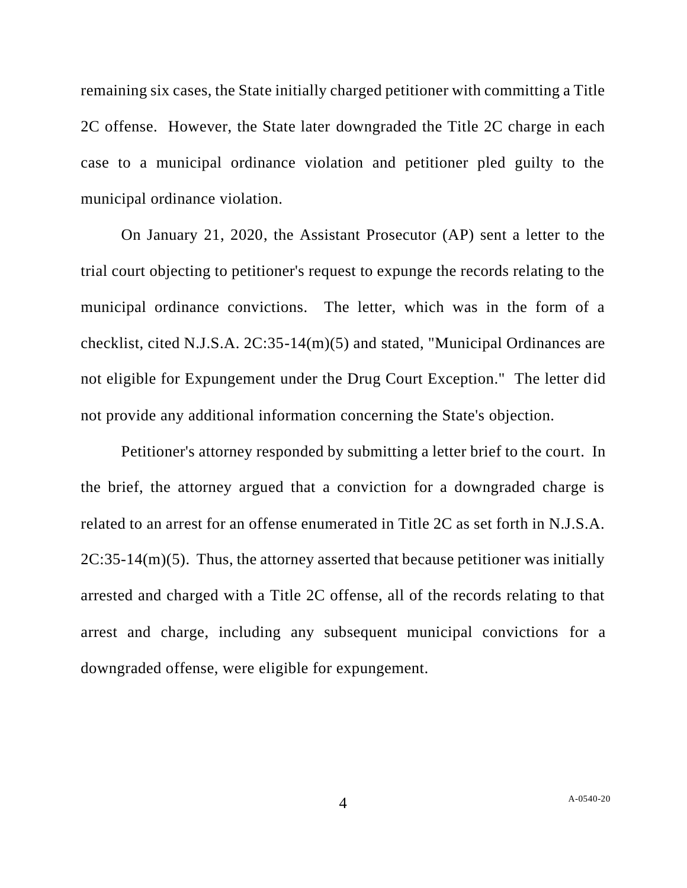remaining six cases, the State initially charged petitioner with committing a Title 2C offense. However, the State later downgraded the Title 2C charge in each case to a municipal ordinance violation and petitioner pled guilty to the municipal ordinance violation.

On January 21, 2020, the Assistant Prosecutor (AP) sent a letter to the trial court objecting to petitioner's request to expunge the records relating to the municipal ordinance convictions. The letter, which was in the form of a checklist, cited N.J.S.A. 2C:35-14(m)(5) and stated, "Municipal Ordinances are not eligible for Expungement under the Drug Court Exception." The letter did not provide any additional information concerning the State's objection.

Petitioner's attorney responded by submitting a letter brief to the court. In the brief, the attorney argued that a conviction for a downgraded charge is related to an arrest for an offense enumerated in Title 2C as set forth in N.J.S.A. 2C:35-14(m)(5). Thus, the attorney asserted that because petitioner was initially arrested and charged with a Title 2C offense, all of the records relating to that arrest and charge, including any subsequent municipal convictions for a downgraded offense, were eligible for expungement.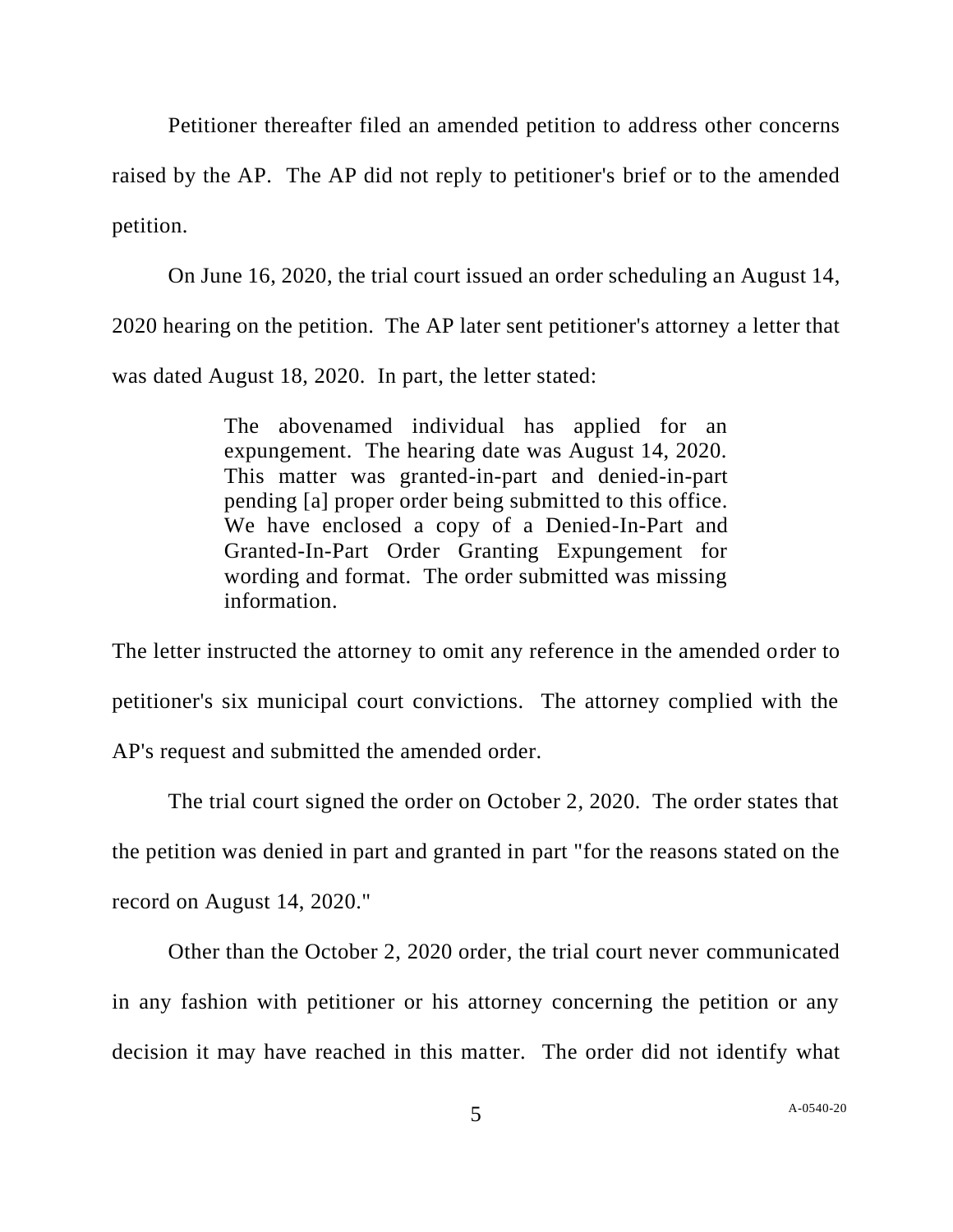Petitioner thereafter filed an amended petition to address other concerns raised by the AP. The AP did not reply to petitioner's brief or to the amended petition.

On June 16, 2020, the trial court issued an order scheduling an August 14, 2020 hearing on the petition. The AP later sent petitioner's attorney a letter that was dated August 18, 2020. In part, the letter stated:

> The abovenamed individual has applied for an expungement. The hearing date was August 14, 2020. This matter was granted-in-part and denied-in-part pending [a] proper order being submitted to this office. We have enclosed a copy of a Denied-In-Part and Granted-In-Part Order Granting Expungement for wording and format. The order submitted was missing information.

The letter instructed the attorney to omit any reference in the amended order to petitioner's six municipal court convictions. The attorney complied with the AP's request and submitted the amended order.

The trial court signed the order on October 2, 2020. The order states that the petition was denied in part and granted in part "for the reasons stated on the record on August 14, 2020."

Other than the October 2, 2020 order, the trial court never communicated in any fashion with petitioner or his attorney concerning the petition or any decision it may have reached in this matter. The order did not identify what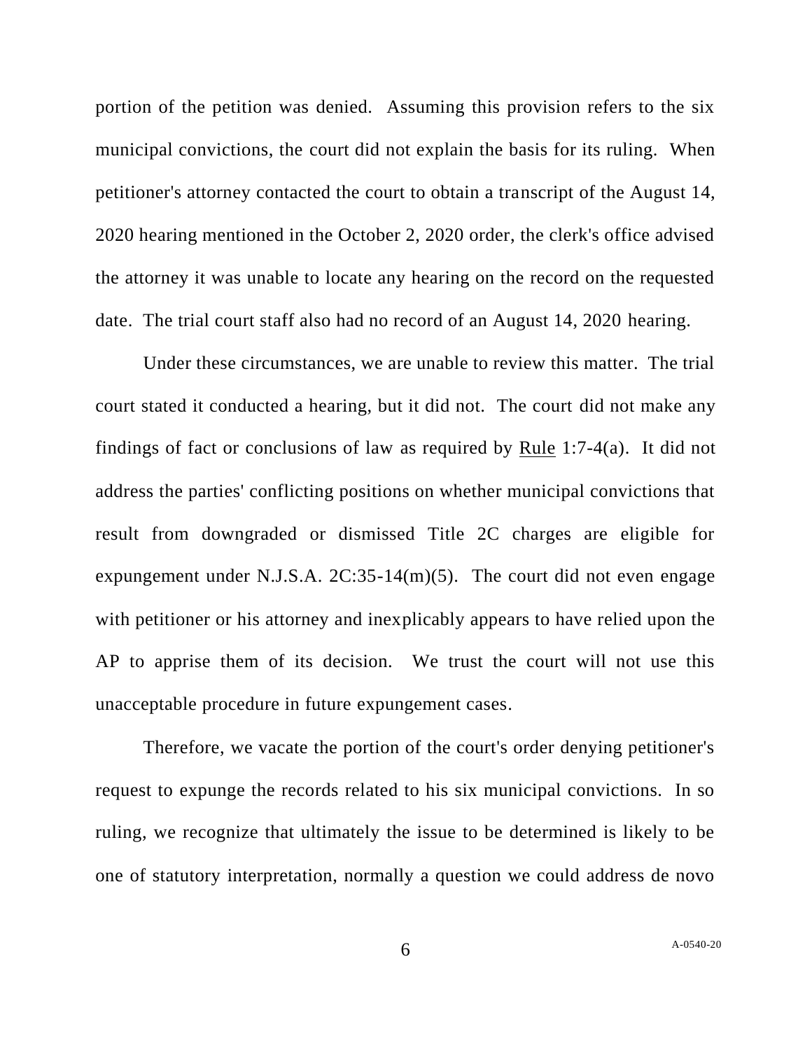portion of the petition was denied. Assuming this provision refers to the six municipal convictions, the court did not explain the basis for its ruling. When petitioner's attorney contacted the court to obtain a transcript of the August 14, 2020 hearing mentioned in the October 2, 2020 order, the clerk's office advised the attorney it was unable to locate any hearing on the record on the requested date. The trial court staff also had no record of an August 14, 2020 hearing.

Under these circumstances, we are unable to review this matter. The trial court stated it conducted a hearing, but it did not. The court did not make any findings of fact or conclusions of law as required by Rule 1:7-4(a). It did not address the parties' conflicting positions on whether municipal convictions that result from downgraded or dismissed Title 2C charges are eligible for expungement under N.J.S.A. 2C:35-14(m)(5). The court did not even engage with petitioner or his attorney and inexplicably appears to have relied upon the AP to apprise them of its decision. We trust the court will not use this unacceptable procedure in future expungement cases.

Therefore, we vacate the portion of the court's order denying petitioner's request to expunge the records related to his six municipal convictions. In so ruling, we recognize that ultimately the issue to be determined is likely to be one of statutory interpretation, normally a question we could address de novo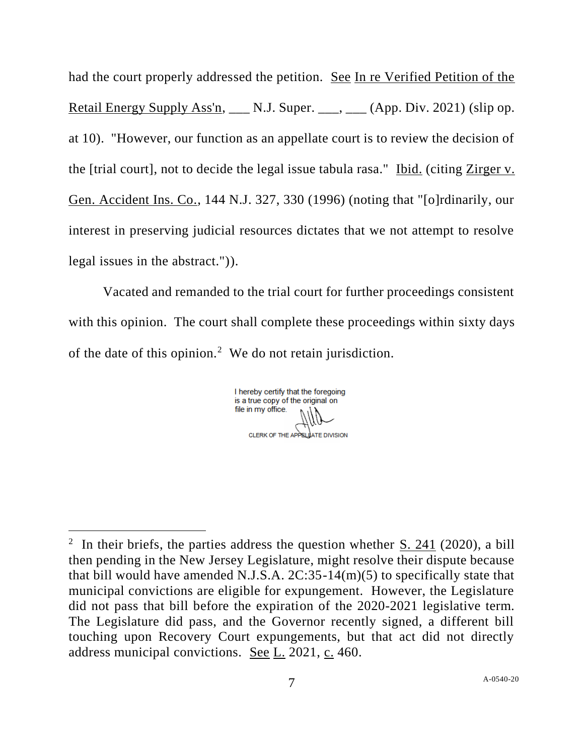had the court properly addressed the petition. See In re Verified Petition of the Retail Energy Supply Ass'n, ___ N.J. Super. ___, ___ (App. Div. 2021) (slip op. at 10). "However, our function as an appellate court is to review the decision of the [trial court], not to decide the legal issue tabula rasa." Ibid. (citing Zirger v. Gen. Accident Ins. Co., 144 N.J. 327, 330 (1996) (noting that "[o]rdinarily, our interest in preserving judicial resources dictates that we not attempt to resolve legal issues in the abstract.")).

Vacated and remanded to the trial court for further proceedings consistent with this opinion. The court shall complete these proceedings within sixty days of the date of this opinion.[2] We do not retain jurisdiction.

I hereby certify that the foregoing is a true copy of the original on file in my office.

CLERK OF THE APPELLATE DIVISION

---

[2] In their briefs, the parties address the question whether S. 241 (2020), a bill then pending in the New Jersey Legislature, might resolve their dispute because that bill would have amended N.J.S.A. 2C:35-14(m)(5) to specifically state that municipal convictions are eligible for expungement. However, the Legislature did not pass that bill before the expiration of the 2020-2021 legislative term. The Legislature did pass, and the Governor recently signed, a different bill touching upon Recovery Court expungements, but that act did not directly address municipal convictions. See L. 2021, c. 460.